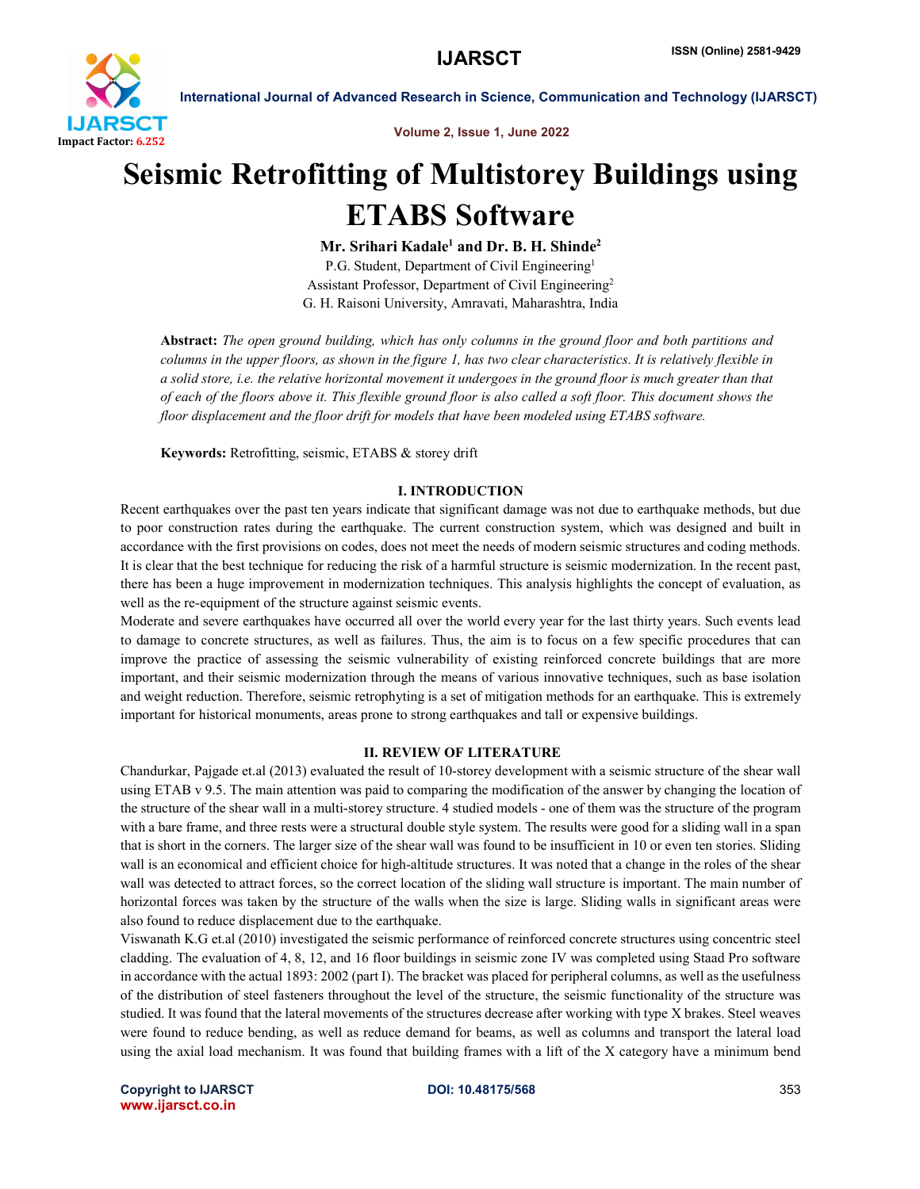# Seismic Retrofitting of Multistorey Buildings using ETABS Software

**Mr. Srihari Kadale[1] and Dr. B. H. Shinde[2]**

P.G. Student, Department of Civil Engineering[1]
Assistant Professor, Department of Civil Engineering[2]
G. H. Raisoni University, Amravati, Maharashtra, India

**Abstract:** *The open ground building, which has only columns in the ground floor and both partitions and columns in the upper floors, as shown in the figure 1, has two clear characteristics. It is relatively flexible in a solid store, i.e. the relative horizontal movement it undergoes in the ground floor is much greater than that of each of the floors above it. This flexible ground floor is also called a soft floor. This document shows the floor displacement and the floor drift for models that have been modeled using ETABS software.*

**Keywords:** Retrofitting, seismic, ETABS & storey drift

## I. INTRODUCTION

Recent earthquakes over the past ten years indicate that significant damage was not due to earthquake methods, but due to poor construction rates during the earthquake. The current construction system, which was designed and built in accordance with the first provisions on codes, does not meet the needs of modern seismic structures and coding methods. It is clear that the best technique for reducing the risk of a harmful structure is seismic modernization. In the recent past, there has been a huge improvement in modernization techniques. This analysis highlights the concept of evaluation, as well as the re-equipment of the structure against seismic events.

Moderate and severe earthquakes have occurred all over the world every year for the last thirty years. Such events lead to damage to concrete structures, as well as failures. Thus, the aim is to focus on a few specific procedures that can improve the practice of assessing the seismic vulnerability of existing reinforced concrete buildings that are more important, and their seismic modernization through the means of various innovative techniques, such as base isolation and weight reduction. Therefore, seismic retrophyting is a set of mitigation methods for an earthquake. This is extremely important for historical monuments, areas prone to strong earthquakes and tall or expensive buildings.

## II. REVIEW OF LITERATURE

Chandurkar, Pajgade et.al (2013) evaluated the result of 10-storey development with a seismic structure of the shear wall using ETAB v 9.5. The main attention was paid to comparing the modification of the answer by changing the location of the structure of the shear wall in a multi-storey structure. 4 studied models - one of them was the structure of the program with a bare frame, and three rests were a structural double style system. The results were good for a sliding wall in a span that is short in the corners. The larger size of the shear wall was found to be insufficient in 10 or even ten stories. Sliding wall is an economical and efficient choice for high-altitude structures. It was noted that a change in the roles of the shear wall was detected to attract forces, so the correct location of the sliding wall structure is important. The main number of horizontal forces was taken by the structure of the walls when the size is large. Sliding walls in significant areas were also found to reduce displacement due to the earthquake.

Viswanath K.G et.al (2010) investigated the seismic performance of reinforced concrete structures using concentric steel cladding. The evaluation of 4, 8, 12, and 16 floor buildings in seismic zone IV was completed using Staad Pro software in accordance with the actual 1893: 2002 (part I). The bracket was placed for peripheral columns, as well as the usefulness of the distribution of steel fasteners throughout the level of the structure, the seismic functionality of the structure was studied. It was found that the lateral movements of the structures decrease after working with type X brakes. Steel weaves were found to reduce bending, as well as reduce demand for beams, as well as columns and transport the lateral load using the axial load mechanism. It was found that building frames with a lift of the X category have a minimum bend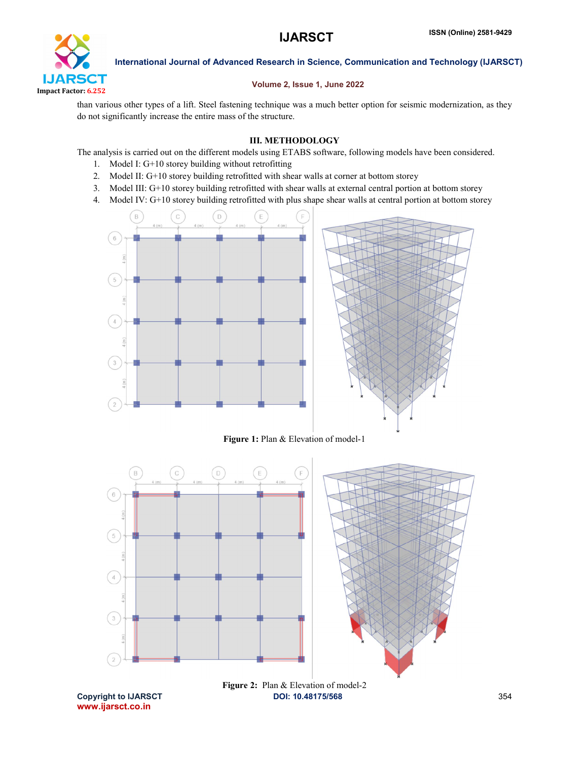than various other types of a lift. Steel fastening technique was a much better option for seismic modernization, as they do not significantly increase the entire mass of the structure.

## III. METHODOLOGY

The analysis is carried out on the different models using ETABS software, following models have been considered.

1. Model I: G+10 storey building without retrofitting
2. Model II: G+10 storey building retrofitted with shear walls at corner at bottom storey
3. Model III: G+10 storey building retrofitted with shear walls at external central portion at bottom storey
4. Model IV: G+10 storey building retrofitted with plus shape shear walls at central portion at bottom storey

B
C
D
E
F
4 (m)
4 (m)
4 (m)
4 (m)
6
5
4
3
2
4 (m)
4 (m)
4 (m)
4 (m)

**Figure 1:** Plan & Elevation of model-1

B
C
D
E
F
4 (m)
4 (m)
4 (m)
4 (m)
6
5
4
3
2
4 (m)
4 (m)
4 (m)
4 (m)

**Figure 2:** Plan & Elevation of model-2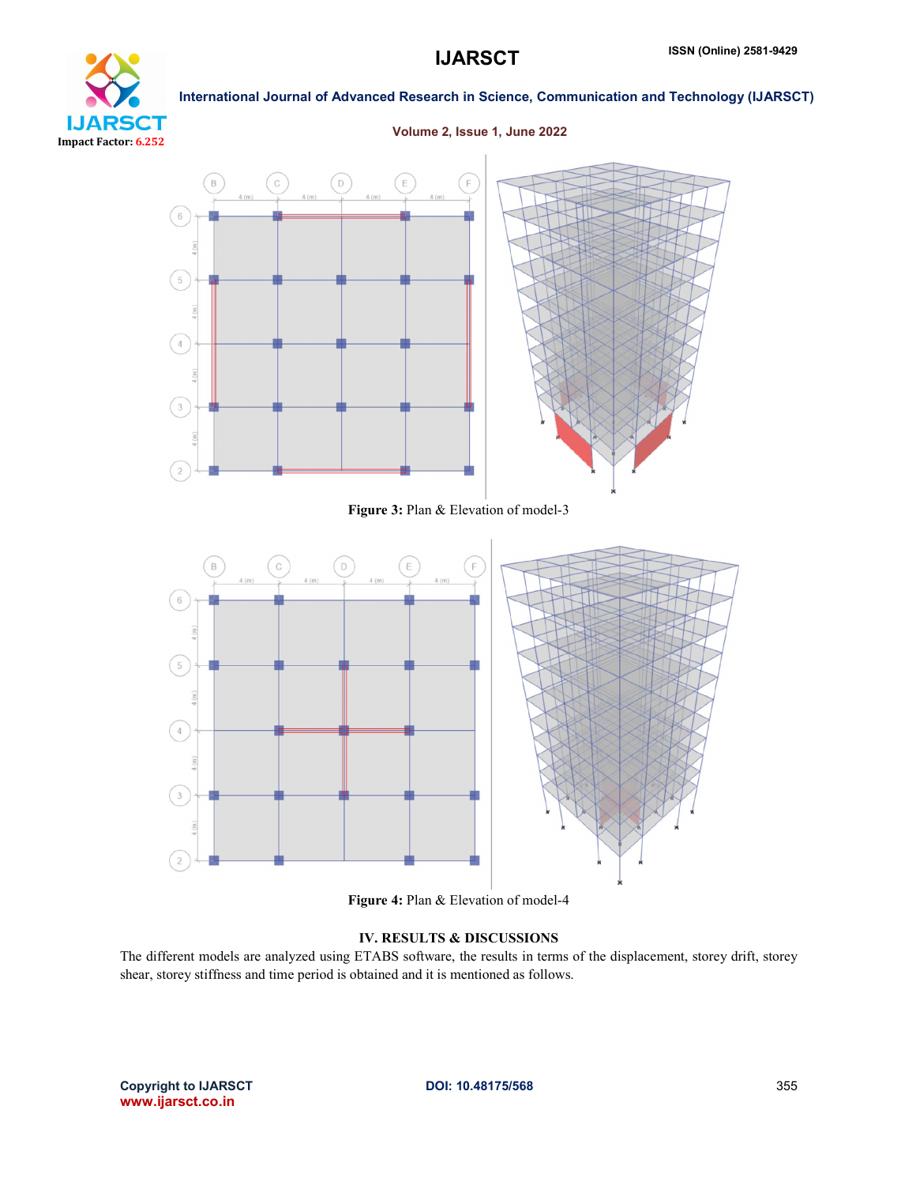Figure 3: Plan & Elevation of model-3

Figure 4: Plan & Elevation of model-4

## IV. RESULTS & DISCUSSIONS

The different models are analyzed using ETABS software, the results in terms of the displacement, storey drift, storey shear, storey stiffness and time period is obtained and it is mentioned as follows.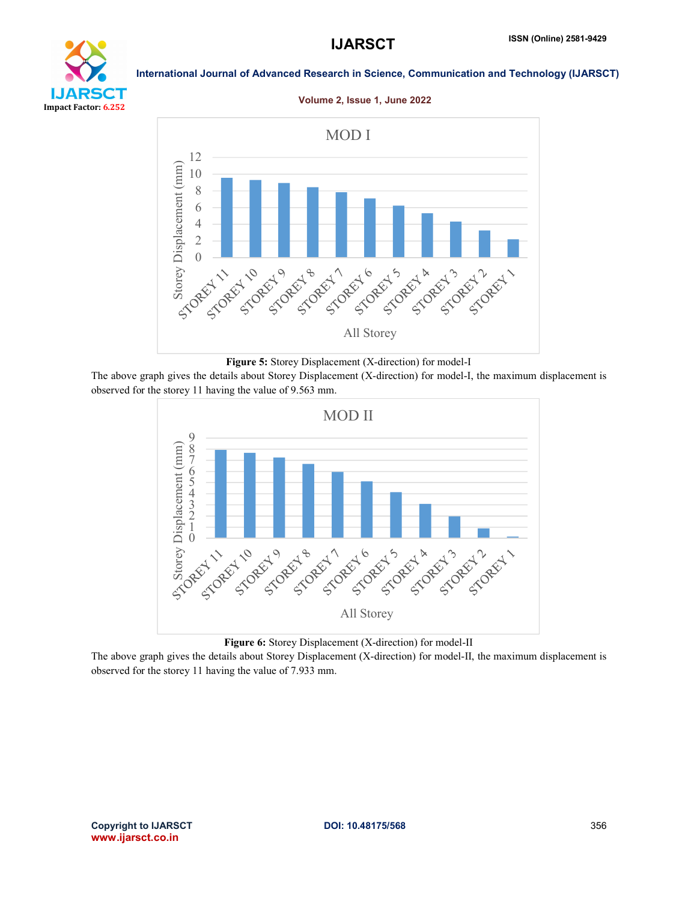MOD I

12
10
8
6
4
2
0

Storey Displacement (mm)

STOREY 11
STOREY 10
STOREY 9
STOREY 8
STOREY 7
STOREY 6
STOREY 5
STOREY 4
STOREY 3
STOREY 2
STOREY 1

All Storey

**Figure 5:** Storey Displacement (X-direction) for model-I

The above graph gives the details about Storey Displacement (X-direction) for model-I, the maximum displacement is observed for the storey 11 having the value of 9.563 mm.

MOD II

9
8
7
6
5
4
3
2
1
0

Storey Displacement (mm)

STOREY 11
STOREY 10
STOREY 9
STOREY 8
STOREY 7
STOREY 6
STOREY 5
STOREY 4
STOREY 3
STOREY 2
STOREY 1

All Storey

**Figure 6:** Storey Displacement (X-direction) for model-II

The above graph gives the details about Storey Displacement (X-direction) for model-II, the maximum displacement is observed for the storey 11 having the value of 7.933 mm.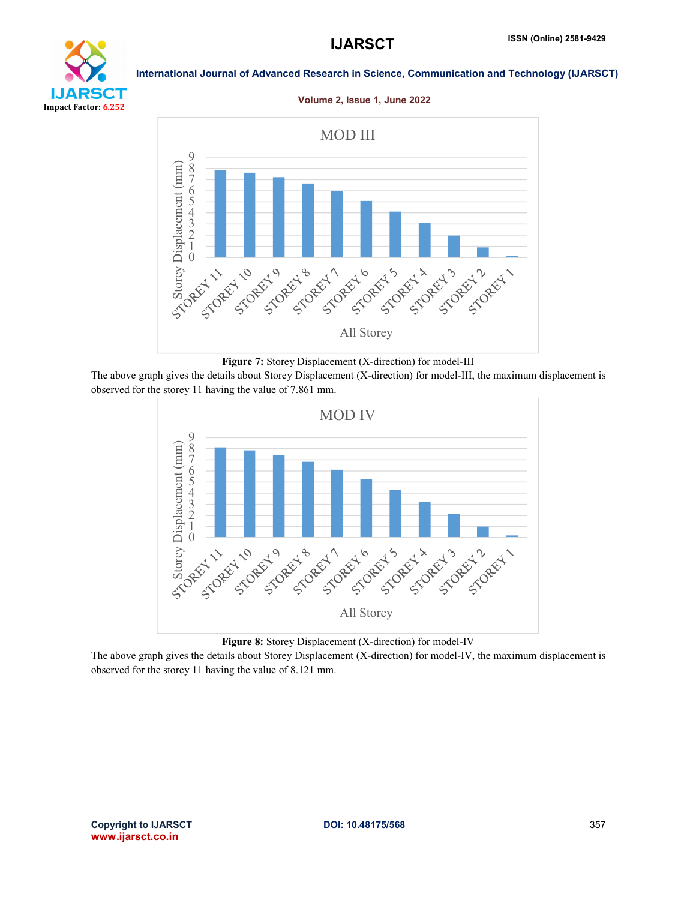MOD III

Storey Displacement (mm)

9
8
7
6
5
4
3
2
1
0

STOREY 11
STOREY 10
STOREY 9
STOREY 8
STOREY 7
STOREY 6
STOREY 5
STOREY 4
STOREY 3
STOREY 2
STOREY 1

All Storey

**Figure 7:** Storey Displacement (X-direction) for model-III

The above graph gives the details about Storey Displacement (X-direction) for model-III, the maximum displacement is observed for the storey 11 having the value of 7.861 mm.

MOD IV

Storey Displacement (mm)

9
8
7
6
5
4
3
2
1
0

STOREY 11
STOREY 10
STOREY 9
STOREY 8
STOREY 7
STOREY 6
STOREY 5
STOREY 4
STOREY 3
STOREY 2
STOREY 1

All Storey

**Figure 8:** Storey Displacement (X-direction) for model-IV

The above graph gives the details about Storey Displacement (X-direction) for model-IV, the maximum displacement is observed for the storey 11 having the value of 8.121 mm.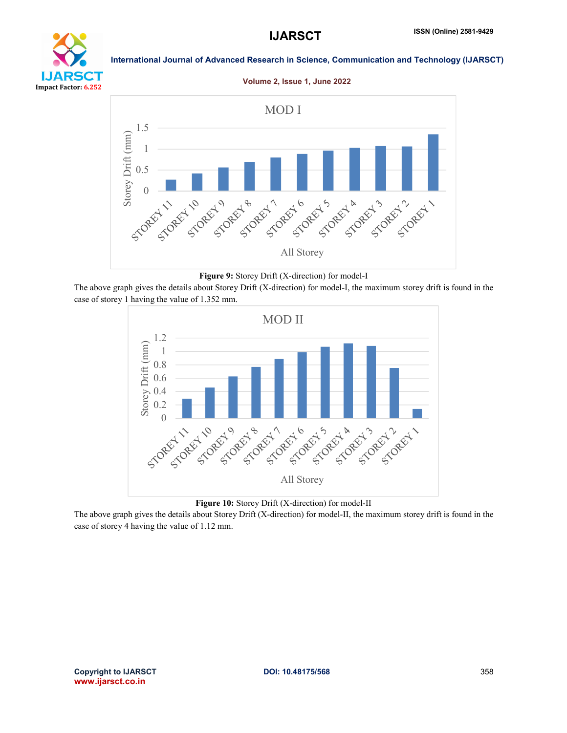**Figure 9:** Storey Drift (X-direction) for model-I

The above graph gives the details about Storey Drift (X-direction) for model-I, the maximum storey drift is found in the case of storey 1 having the value of 1.352 mm.

**Figure 10:** Storey Drift (X-direction) for model-II

The above graph gives the details about Storey Drift (X-direction) for model-II, the maximum storey drift is found in the case of storey 4 having the value of 1.12 mm.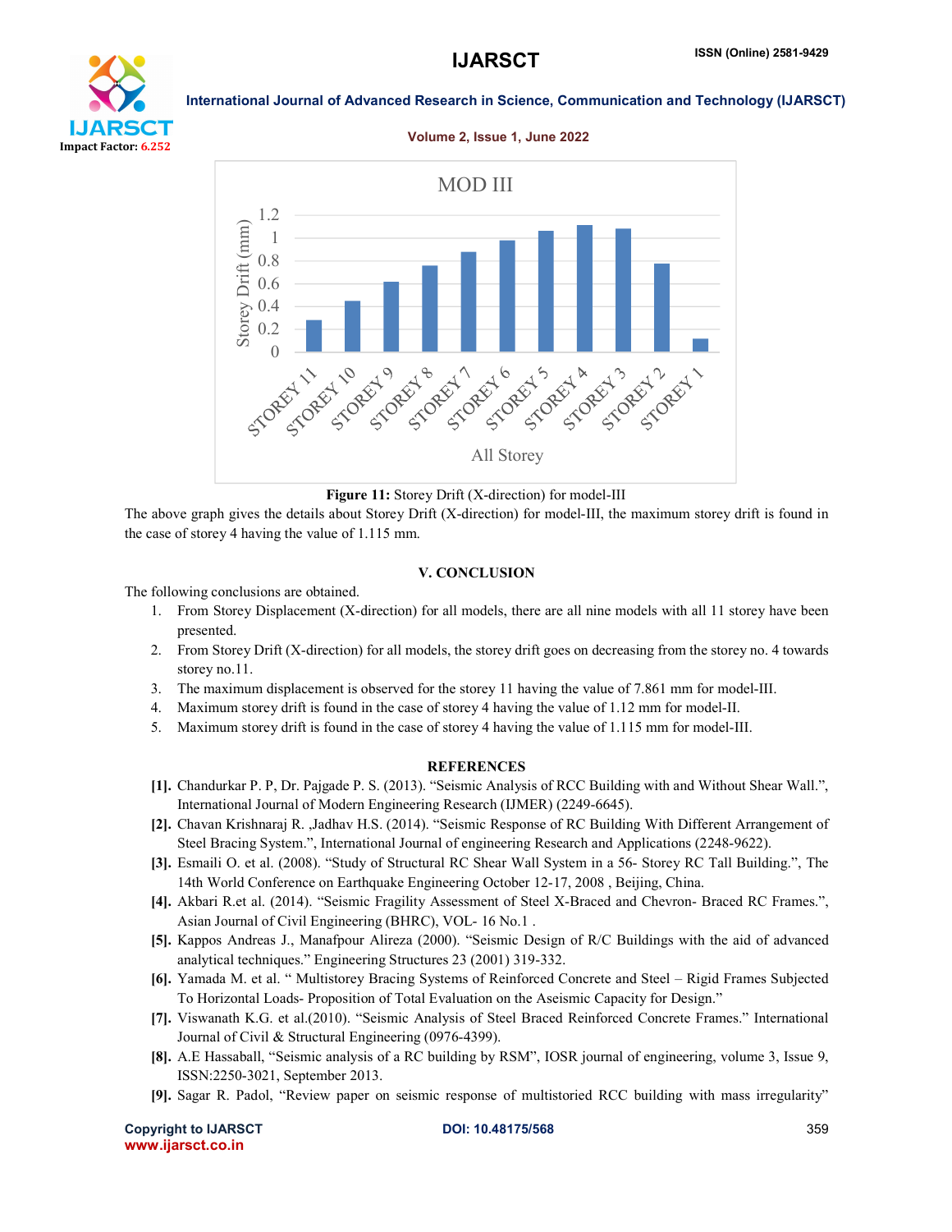MOD III

Storey Drift (mm)

1.2
1
0.8
0.6
0.4
0.2
0

STOREY 11
STOREY 10
STOREY 9
STOREY 8
STOREY 7
STOREY 6
STOREY 5
STOREY 4
STOREY 3
STOREY 2
STOREY 1

All Storey

**Figure 11:** Storey Drift (X-direction) for model-III

The above graph gives the details about Storey Drift (X-direction) for model-III, the maximum storey drift is found in the case of storey 4 having the value of 1.115 mm.

## V. CONCLUSION

The following conclusions are obtained.

1. From Storey Displacement (X-direction) for all models, there are all nine models with all 11 storey have been presented.
2. From Storey Drift (X-direction) for all models, the storey drift goes on decreasing from the storey no. 4 towards storey no.11.
3. The maximum displacement is observed for the storey 11 having the value of 7.861 mm for model-III.
4. Maximum storey drift is found in the case of storey 4 having the value of 1.12 mm for model-II.
5. Maximum storey drift is found in the case of storey 4 having the value of 1.115 mm for model-III.

## REFERENCES

**[1].** Chandurkar P. P, Dr. Pajgade P. S. (2013). "Seismic Analysis of RCC Building with and Without Shear Wall.", International Journal of Modern Engineering Research (IJMER) (2249-6645).

**[2].** Chavan Krishnaraj R. ,Jadhav H.S. (2014). "Seismic Response of RC Building With Different Arrangement of Steel Bracing System.", International Journal of engineering Research and Applications (2248-9622).

**[3].** Esmaili O. et al. (2008). "Study of Structural RC Shear Wall System in a 56- Storey RC Tall Building.", The 14th World Conference on Earthquake Engineering October 12-17, 2008 , Beijing, China.

**[4].** Akbari R.et al. (2014). "Seismic Fragility Assessment of Steel X-Braced and Chevron- Braced RC Frames.", Asian Journal of Civil Engineering (BHRC), VOL- 16 No.1 .

**[5].** Kappos Andreas J., Manafpour Alireza (2000). "Seismic Design of R/C Buildings with the aid of advanced analytical techniques." Engineering Structures 23 (2001) 319-332.

**[6].** Yamada M. et al. " Multistorey Bracing Systems of Reinforced Concrete and Steel – Rigid Frames Subjected To Horizontal Loads- Proposition of Total Evaluation on the Aseismic Capacity for Design."

**[7].** Viswanath K.G. et al.(2010). "Seismic Analysis of Steel Braced Reinforced Concrete Frames." International Journal of Civil & Structural Engineering (0976-4399).

**[8].** A.E Hassaball, "Seismic analysis of a RC building by RSM", IOSR journal of engineering, volume 3, Issue 9, ISSN:2250-3021, September 2013.

**[9].** Sagar R. Padol, "Review paper on seismic response of multistoried RCC building with mass irregularity"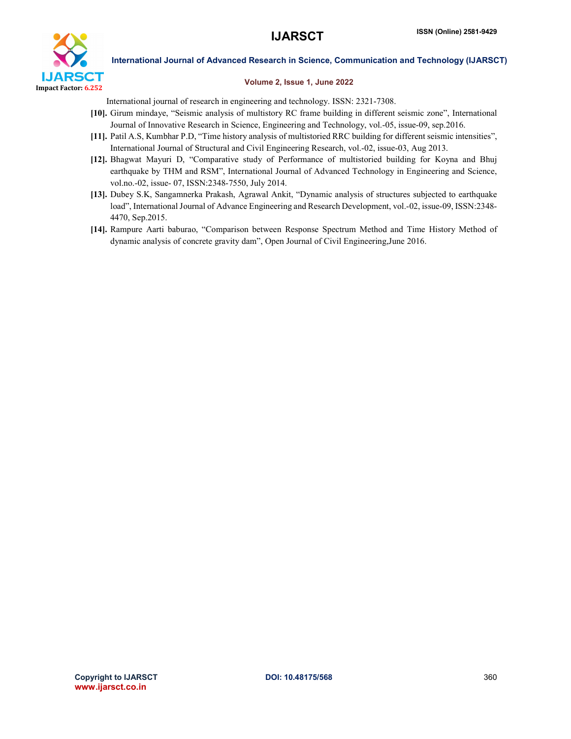International journal of research in engineering and technology. ISSN: 2321-7308.

**[10].** Girum mindaye, "Seismic analysis of multistory RC frame building in different seismic zone", International Journal of Innovative Research in Science, Engineering and Technology, vol.-05, issue-09, sep.2016.

**[11].** Patil A.S, Kumbhar P.D, "Time history analysis of multistoried RRC building for different seismic intensities", International Journal of Structural and Civil Engineering Research, vol.-02, issue-03, Aug 2013.

**[12].** Bhagwat Mayuri D, "Comparative study of Performance of multistoried building for Koyna and Bhuj earthquake by THM and RSM", International Journal of Advanced Technology in Engineering and Science, vol.no.-02, issue- 07, ISSN:2348-7550, July 2014.

**[13].** Dubey S.K, Sangamnerka Prakash, Agrawal Ankit, "Dynamic analysis of structures subjected to earthquake load", International Journal of Advance Engineering and Research Development, vol.-02, issue-09, ISSN:2348-4470, Sep.2015.

**[14].** Rampure Aarti baburao, "Comparison between Response Spectrum Method and Time History Method of dynamic analysis of concrete gravity dam", Open Journal of Civil Engineering,June 2016.